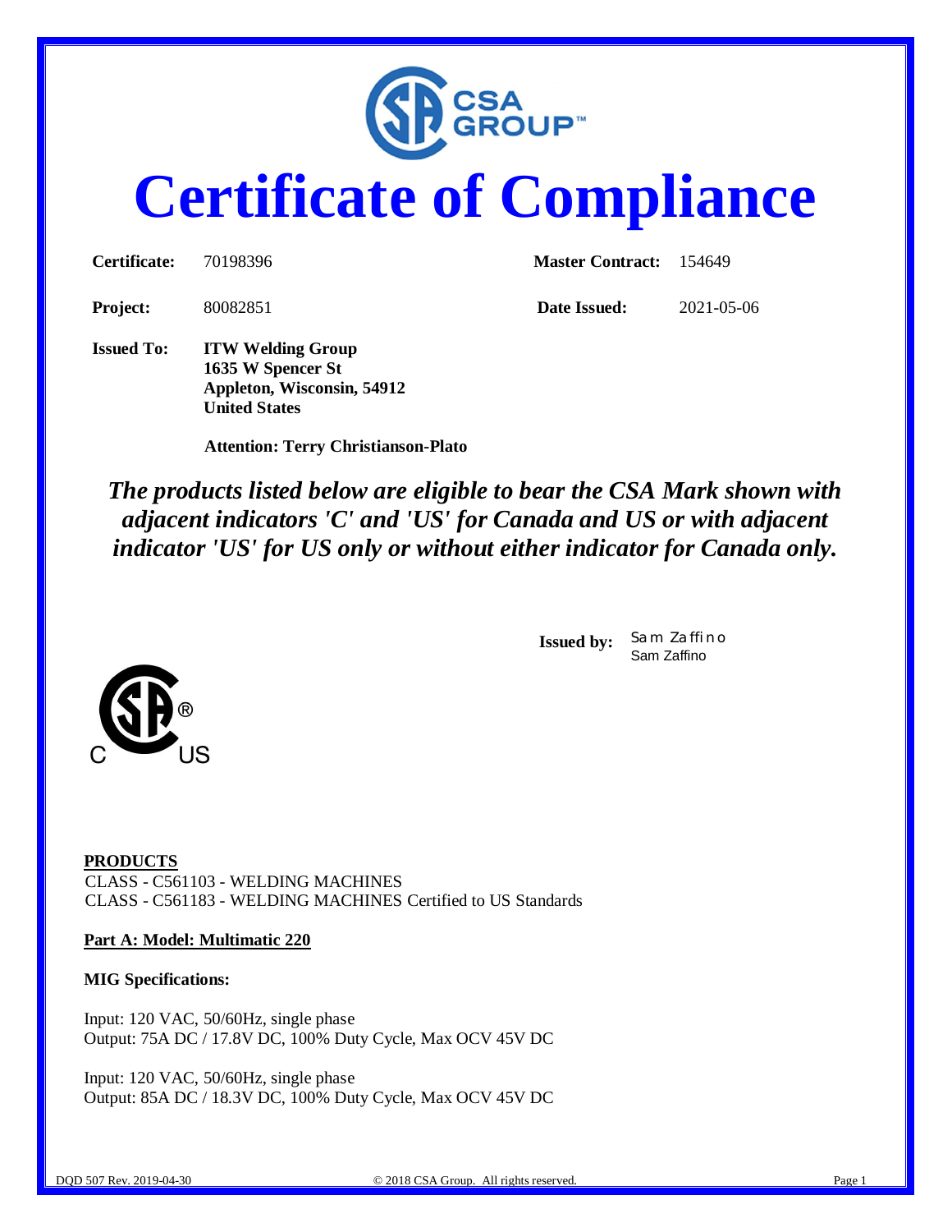# Certificate of Compliance

| | | | |
|---|---|---|---|
| **Certificate:** | 70198396 | **Master Contract:** | 154649 |
| **Project:** | 80082851 | **Date Issued:** | 2021-05-06 |

**Issued To:** **ITW Welding Group**
**1635 W Spencer St**
**Appleton, Wisconsin, 54912**
**United States**

**Attention: Terry Christianson-Plato**

***The products listed below are eligible to bear the CSA Mark shown with adjacent indicators 'C' and 'US' for Canada and US or with adjacent indicator 'US' for US only or without either indicator for Canada only.***

**Issued by:** Sam Zaffino
Sam Zaffino

C US

**PRODUCTS**
CLASS - C561103 - WELDING MACHINES
CLASS - C561183 - WELDING MACHINES Certified to US Standards

**Part A: Model: Multimatic 220**

**MIG Specifications:**

Input: 120 VAC, 50/60Hz, single phase
Output: 75A DC / 17.8V DC, 100% Duty Cycle, Max OCV 45V DC

Input: 120 VAC, 50/60Hz, single phase
Output: 85A DC / 18.3V DC, 100% Duty Cycle, Max OCV 45V DC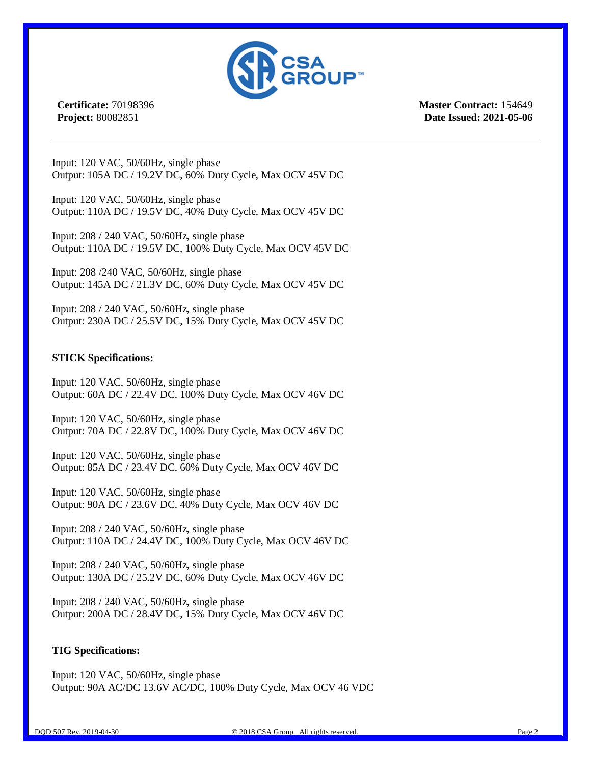**Certificate:** 70198396
**Project:** 80082851

**Master Contract:** 154649
**Date Issued: 2021-05-06**

---

Input: 120 VAC, 50/60Hz, single phase
Output: 105A DC / 19.2V DC, 60% Duty Cycle, Max OCV 45V DC

Input: 120 VAC, 50/60Hz, single phase
Output: 110A DC / 19.5V DC, 40% Duty Cycle, Max OCV 45V DC

Input: 208 / 240 VAC, 50/60Hz, single phase
Output: 110A DC / 19.5V DC, 100% Duty Cycle, Max OCV 45V DC

Input: 208 /240 VAC, 50/60Hz, single phase
Output: 145A DC / 21.3V DC, 60% Duty Cycle, Max OCV 45V DC

Input: 208 / 240 VAC, 50/60Hz, single phase
Output: 230A DC / 25.5V DC, 15% Duty Cycle, Max OCV 45V DC

**STICK Specifications:**

Input: 120 VAC, 50/60Hz, single phase
Output: 60A DC / 22.4V DC, 100% Duty Cycle, Max OCV 46V DC

Input: 120 VAC, 50/60Hz, single phase
Output: 70A DC / 22.8V DC, 100% Duty Cycle, Max OCV 46V DC

Input: 120 VAC, 50/60Hz, single phase
Output: 85A DC / 23.4V DC, 60% Duty Cycle, Max OCV 46V DC

Input: 120 VAC, 50/60Hz, single phase
Output: 90A DC / 23.6V DC, 40% Duty Cycle, Max OCV 46V DC

Input: 208 / 240 VAC, 50/60Hz, single phase
Output: 110A DC / 24.4V DC, 100% Duty Cycle, Max OCV 46V DC

Input: 208 / 240 VAC, 50/60Hz, single phase
Output: 130A DC / 25.2V DC, 60% Duty Cycle, Max OCV 46V DC

Input: 208 / 240 VAC, 50/60Hz, single phase
Output: 200A DC / 28.4V DC, 15% Duty Cycle, Max OCV 46V DC

**TIG Specifications:**

Input: 120 VAC, 50/60Hz, single phase
Output: 90A AC/DC 13.6V AC/DC, 100% Duty Cycle, Max OCV 46 VDC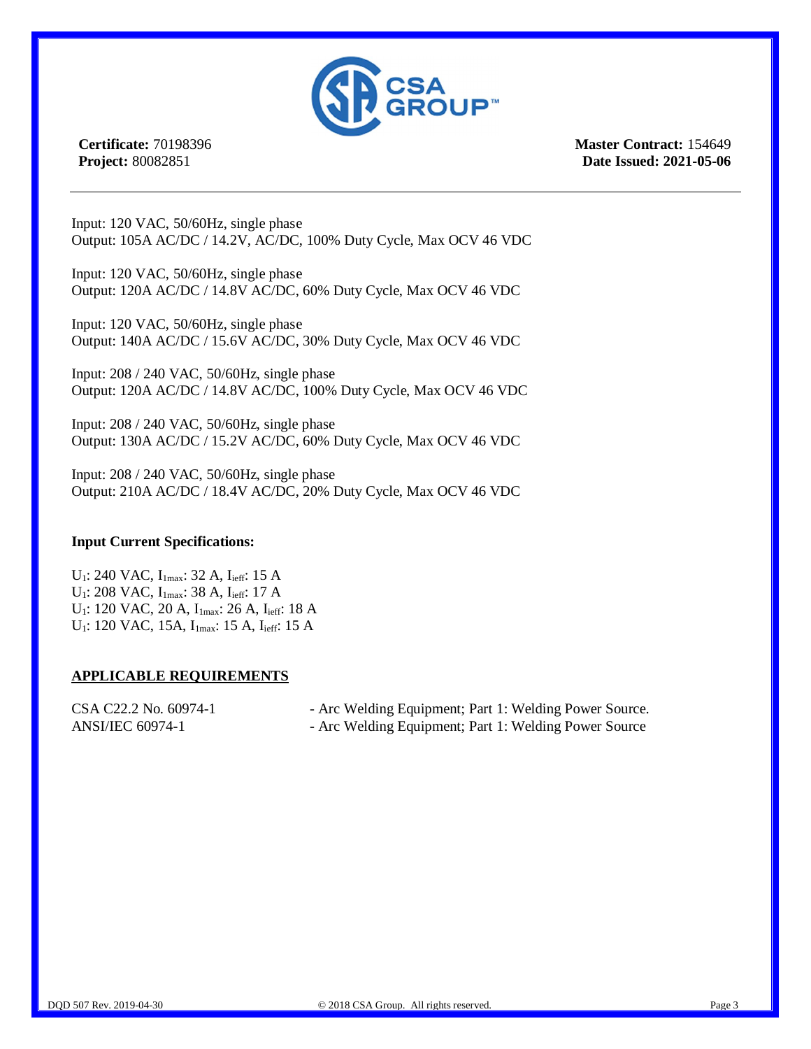**Certificate:** 70198396
**Project:** 80082851

**Master Contract:** 154649
**Date Issued: 2021-05-06**

---

Input: 120 VAC, 50/60Hz, single phase
Output: 105A AC/DC / 14.2V, AC/DC, 100% Duty Cycle, Max OCV 46 VDC

Input: 120 VAC, 50/60Hz, single phase
Output: 120A AC/DC / 14.8V AC/DC, 60% Duty Cycle, Max OCV 46 VDC

Input: 120 VAC, 50/60Hz, single phase
Output: 140A AC/DC / 15.6V AC/DC, 30% Duty Cycle, Max OCV 46 VDC

Input: 208 / 240 VAC, 50/60Hz, single phase
Output: 120A AC/DC / 14.8V AC/DC, 100% Duty Cycle, Max OCV 46 VDC

Input: 208 / 240 VAC, 50/60Hz, single phase
Output: 130A AC/DC / 15.2V AC/DC, 60% Duty Cycle, Max OCV 46 VDC

Input: 208 / 240 VAC, 50/60Hz, single phase
Output: 210A AC/DC / 18.4V AC/DC, 20% Duty Cycle, Max OCV 46 VDC

**Input Current Specifications:**

$U_1$: 240 VAC, $I_{1max}$: 32 A, $I_{1eff}$: 15 A
$U_1$: 208 VAC, $I_{1max}$: 38 A, $I_{1eff}$: 17 A
$U_1$: 120 VAC, 20 A, $I_{1max}$: 26 A, $I_{1eff}$: 18 A
$U_1$: 120 VAC, 15A, $I_{1max}$: 15 A, $I_{1eff}$: 15 A

## APPLICABLE REQUIREMENTS

CSA C22.2 No. 60974-1 - Arc Welding Equipment; Part 1: Welding Power Source.
ANSI/IEC 60974-1 - Arc Welding Equipment; Part 1: Welding Power Source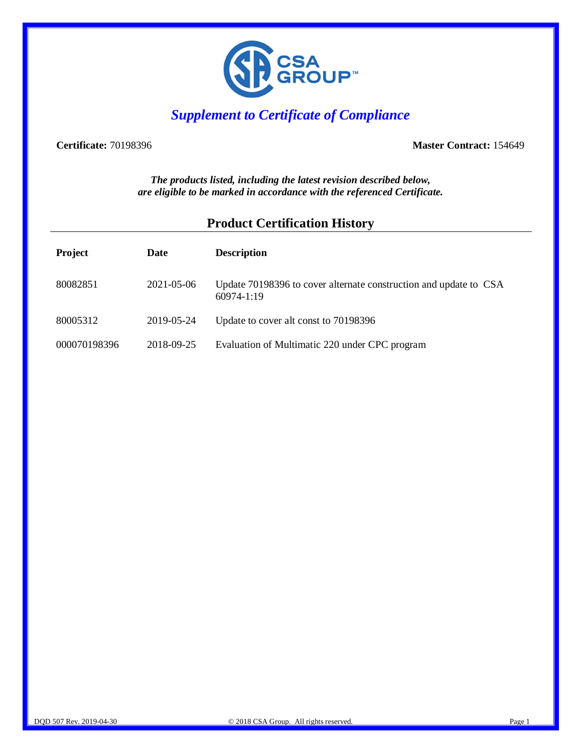# *Supplement to Certificate of Compliance*

**Certificate:** 70198396 **Master Contract:** 154649

***The products listed, including the latest revision described below, are eligible to be marked in accordance with the referenced Certificate.***

## Product Certification History

| Project | Date | Description |
|---|---|---|
| 80082851 | 2021-05-06 | Update 70198396 to cover alternate construction and update to CSA 60974-1:19 |
| 80005312 | 2019-05-24 | Update to cover alt const to 70198396 |
| 000070198396 | 2018-09-25 | Evaluation of Multimatic 220 under CPC program |